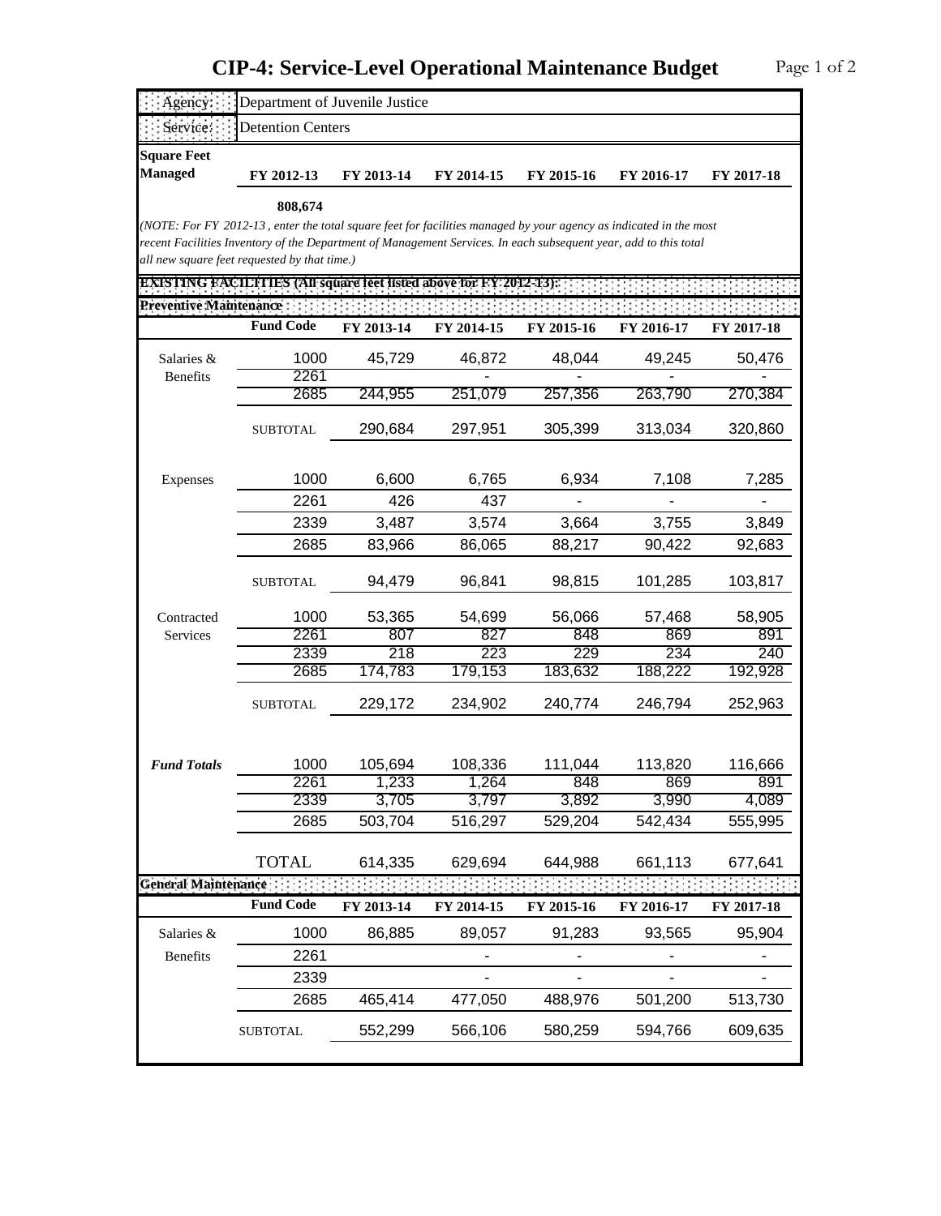# CIP-4: Service-Level Operational Maintenance Budget

| Agency: | Department of Juvenile Justice |
|---|---|
| Service: | Detention Centers |

| Square Feet Managed | FY 2012-13 | FY 2013-14 | FY 2014-15 | FY 2015-16 | FY 2016-17 | FY 2017-18 |
|---|---|---|---|---|---|---|
| | 808,674 | | | | | |

*(NOTE: For FY 2012-13 , enter the total square feet for facilities managed by your agency as indicated in the most recent Facilities Inventory of the Department of Management Services. In each subsequent year, add to this total all new square feet requested by that time.)*

**EXISTING FACILITIES (All square feet listed above for FY 2012-13):**

**Preventive Maintenance**

| | Fund Code | FY 2013-14 | FY 2014-15 | FY 2015-16 | FY 2016-17 | FY 2017-18 |
|---|---|---|---|---|---|---|
| Salaries & Benefits | 1000 | 45,729 | 46,872 | 48,044 | 49,245 | 50,476 |
| | 2261 | | - | - | - | - |
| | 2685 | 244,955 | 251,079 | 257,356 | 263,790 | 270,384 |
| | SUBTOTAL | 290,684 | 297,951 | 305,399 | 313,034 | 320,860 |
| Expenses | 1000 | 6,600 | 6,765 | 6,934 | 7,108 | 7,285 |
| | 2261 | 426 | 437 | - | - | - |
| | 2339 | 3,487 | 3,574 | 3,664 | 3,755 | 3,849 |
| | 2685 | 83,966 | 86,065 | 88,217 | 90,422 | 92,683 |
| | SUBTOTAL | 94,479 | 96,841 | 98,815 | 101,285 | 103,817 |
| Contracted Services | 1000 | 53,365 | 54,699 | 56,066 | 57,468 | 58,905 |
| | 2261 | 807 | 827 | 848 | 869 | 891 |
| | 2339 | 218 | 223 | 229 | 234 | 240 |
| | 2685 | 174,783 | 179,153 | 183,632 | 188,222 | 192,928 |
| | SUBTOTAL | 229,172 | 234,902 | 240,774 | 246,794 | 252,963 |
| ***Fund Totals*** | 1000 | 105,694 | 108,336 | 111,044 | 113,820 | 116,666 |
| | 2261 | 1,233 | 1,264 | 848 | 869 | 891 |
| | 2339 | 3,705 | 3,797 | 3,892 | 3,990 | 4,089 |
| | 2685 | 503,704 | 516,297 | 529,204 | 542,434 | 555,995 |
| | TOTAL | 614,335 | 629,694 | 644,988 | 661,113 | 677,641 |

**General Maintenance**

| | Fund Code | FY 2013-14 | FY 2014-15 | FY 2015-16 | FY 2016-17 | FY 2017-18 |
|---|---|---|---|---|---|---|
| Salaries & Benefits | 1000 | 86,885 | 89,057 | 91,283 | 93,565 | 95,904 |
| | 2261 | | - | - | - | - |
| | 2339 | | - | - | - | - |
| | 2685 | 465,414 | 477,050 | 488,976 | 501,200 | 513,730 |
| | SUBTOTAL | 552,299 | 566,106 | 580,259 | 594,766 | 609,635 |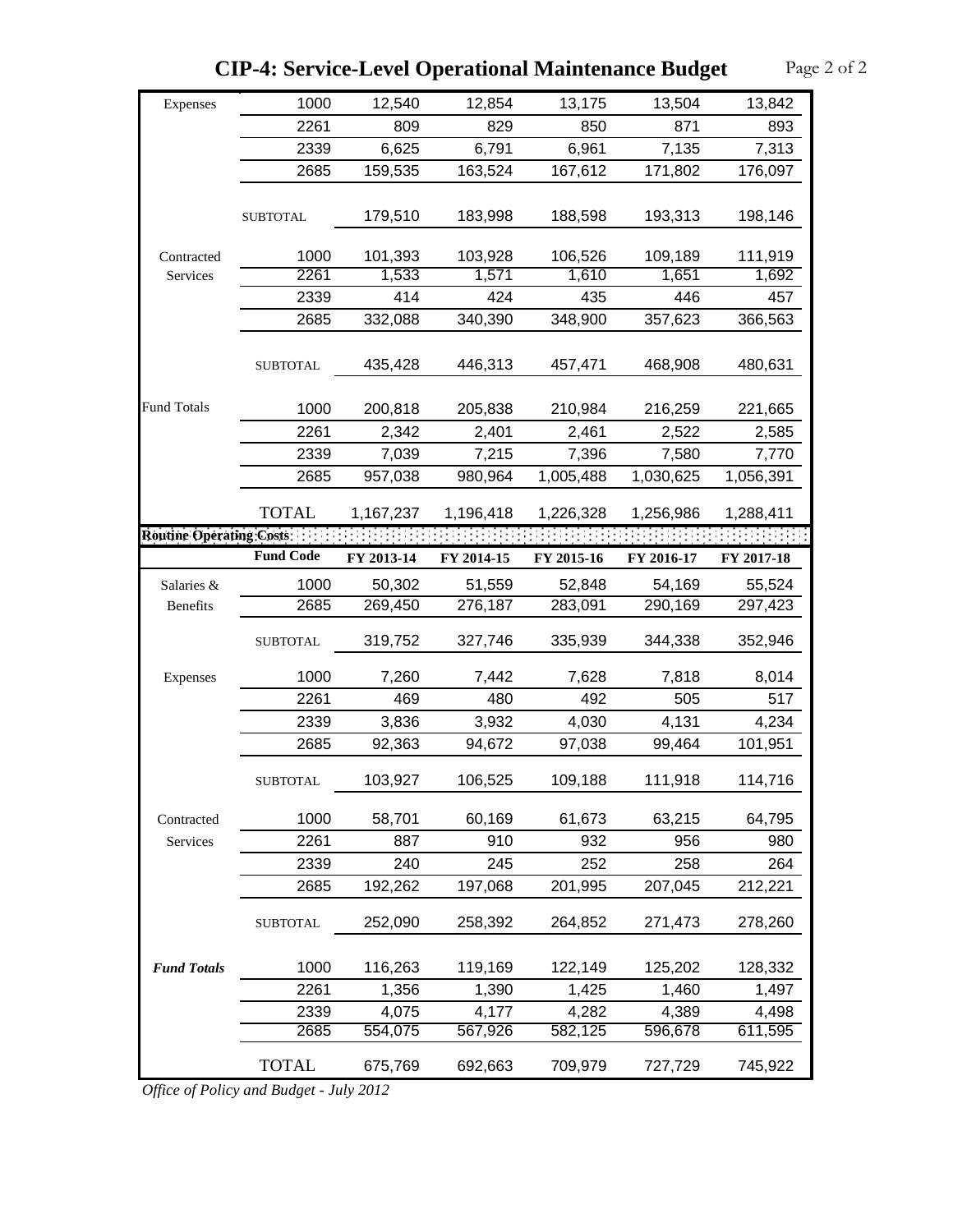# CIP-4: Service-Level Operational Maintenance Budget

| | | | | | | |
|---|---|---|---|---|---|---|
| Expenses | 1000 | 12,540 | 12,854 | 13,175 | 13,504 | 13,842 |
| | 2261 | 809 | 829 | 850 | 871 | 893 |
| | 2339 | 6,625 | 6,791 | 6,961 | 7,135 | 7,313 |
| | 2685 | 159,535 | 163,524 | 167,612 | 171,802 | 176,097 |
| | SUBTOTAL | 179,510 | 183,998 | 188,598 | 193,313 | 198,146 |
| Contracted Services | 1000 | 101,393 | 103,928 | 106,526 | 109,189 | 111,919 |
| | 2261 | 1,533 | 1,571 | 1,610 | 1,651 | 1,692 |
| | 2339 | 414 | 424 | 435 | 446 | 457 |
| | 2685 | 332,088 | 340,390 | 348,900 | 357,623 | 366,563 |
| | SUBTOTAL | 435,428 | 446,313 | 457,471 | 468,908 | 480,631 |
| Fund Totals | 1000 | 200,818 | 205,838 | 210,984 | 216,259 | 221,665 |
| | 2261 | 2,342 | 2,401 | 2,461 | 2,522 | 2,585 |
| | 2339 | 7,039 | 7,215 | 7,396 | 7,580 | 7,770 |
| | 2685 | 957,038 | 980,964 | 1,005,488 | 1,030,625 | 1,056,391 |
| | TOTAL | 1,167,237 | 1,196,418 | 1,226,328 | 1,256,986 | 1,288,411 |

**Routine Operating Costs**

| | Fund Code | FY 2013-14 | FY 2014-15 | FY 2015-16 | FY 2016-17 | FY 2017-18 |
|---|---|---|---|---|---|---|
| Salaries & Benefits | 1000 | 50,302 | 51,559 | 52,848 | 54,169 | 55,524 |
| | 2685 | 269,450 | 276,187 | 283,091 | 290,169 | 297,423 |
| | SUBTOTAL | 319,752 | 327,746 | 335,939 | 344,338 | 352,946 |
| Expenses | 1000 | 7,260 | 7,442 | 7,628 | 7,818 | 8,014 |
| | 2261 | 469 | 480 | 492 | 505 | 517 |
| | 2339 | 3,836 | 3,932 | 4,030 | 4,131 | 4,234 |
| | 2685 | 92,363 | 94,672 | 97,038 | 99,464 | 101,951 |
| | SUBTOTAL | 103,927 | 106,525 | 109,188 | 111,918 | 114,716 |
| Contracted Services | 1000 | 58,701 | 60,169 | 61,673 | 63,215 | 64,795 |
| | 2261 | 887 | 910 | 932 | 956 | 980 |
| | 2339 | 240 | 245 | 252 | 258 | 264 |
| | 2685 | 192,262 | 197,068 | 201,995 | 207,045 | 212,221 |
| | SUBTOTAL | 252,090 | 258,392 | 264,852 | 271,473 | 278,260 |
| ***Fund Totals*** | 1000 | 116,263 | 119,169 | 122,149 | 125,202 | 128,332 |
| | 2261 | 1,356 | 1,390 | 1,425 | 1,460 | 1,497 |
| | 2339 | 4,075 | 4,177 | 4,282 | 4,389 | 4,498 |
| | 2685 | 554,075 | 567,926 | 582,125 | 596,678 | 611,595 |
| | TOTAL | 675,769 | 692,663 | 709,979 | 727,729 | 745,922 |

*Office of Policy and Budget - July 2012*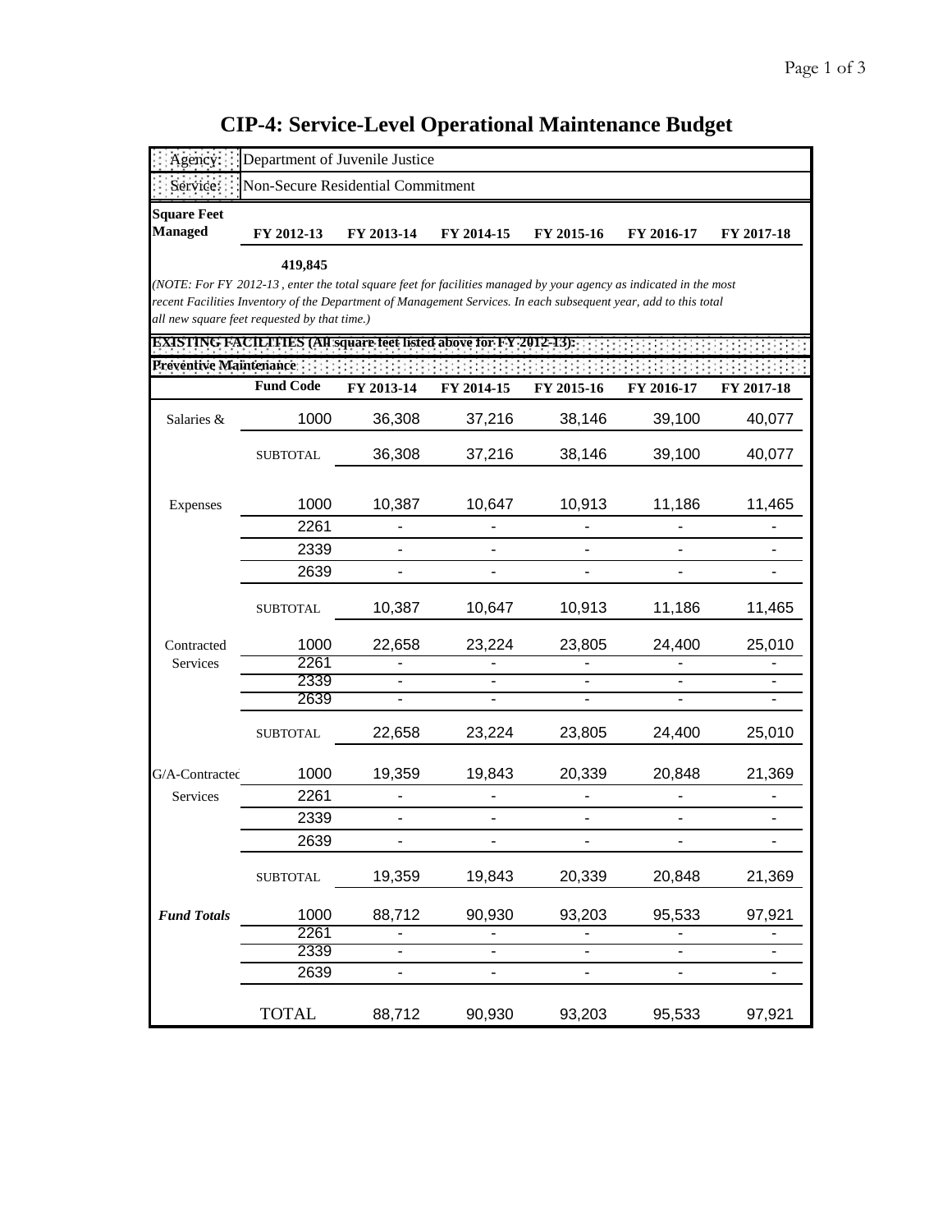# CIP-4: Service-Level Operational Maintenance Budget

| Agency: | Department of Juvenile Justice |
|---|---|
| Service: | Non-Secure Residential Commitment |

| Square Feet Managed | FY 2012-13 | FY 2013-14 | FY 2014-15 | FY 2015-16 | FY 2016-17 | FY 2017-18 |
|---|---|---|---|---|---|---|
| | 419,845 | | | | | |

*(NOTE: For FY 2012-13 , enter the total square feet for facilities managed by your agency as indicated in the most recent Facilities Inventory of the Department of Management Services. In each subsequent year, add to this total all new square feet requested by that time.)*

**EXISTING FACILITIES (All square feet listed above for FY 2012-13):**

**Preventive Maintenance**

| | Fund Code | FY 2013-14 | FY 2014-15 | FY 2015-16 | FY 2016-17 | FY 2017-18 |
|---|---|---|---|---|---|---|
| Salaries & | 1000 | 36,308 | 37,216 | 38,146 | 39,100 | 40,077 |
| | SUBTOTAL | 36,308 | 37,216 | 38,146 | 39,100 | 40,077 |
| Expenses | 1000 | 10,387 | 10,647 | 10,913 | 11,186 | 11,465 |
| | 2261 | - | - | - | - | - |
| | 2339 | - | - | - | - | - |
| | 2639 | - | - | - | - | - |
| | SUBTOTAL | 10,387 | 10,647 | 10,913 | 11,186 | 11,465 |
| Contracted Services | 1000 | 22,658 | 23,224 | 23,805 | 24,400 | 25,010 |
| | 2261 | - | - | - | - | - |
| | 2339 | - | - | - | - | - |
| | 2639 | - | - | - | - | - |
| | SUBTOTAL | 22,658 | 23,224 | 23,805 | 24,400 | 25,010 |
| G/A-Contracted Services | 1000 | 19,359 | 19,843 | 20,339 | 20,848 | 21,369 |
| | 2261 | - | - | - | - | - |
| | 2339 | - | - | - | - | - |
| | 2639 | - | - | - | - | - |
| | SUBTOTAL | 19,359 | 19,843 | 20,339 | 20,848 | 21,369 |
| ***Fund Totals*** | 1000 | 88,712 | 90,930 | 93,203 | 95,533 | 97,921 |
| | 2261 | - | - | - | - | - |
| | 2339 | - | - | - | - | - |
| | 2639 | - | - | - | - | - |
| | TOTAL | 88,712 | 90,930 | 93,203 | 95,533 | 97,921 |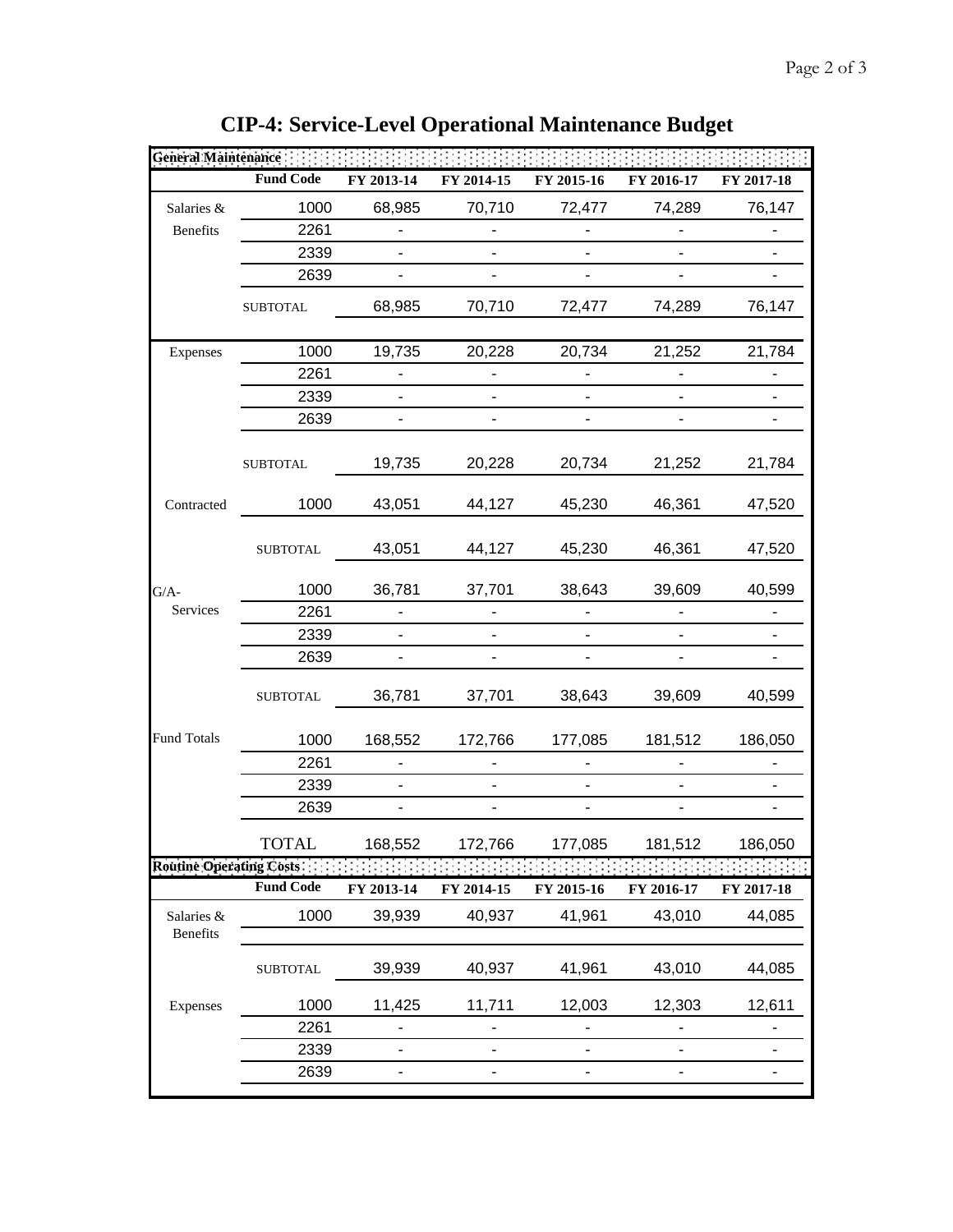# CIP-4: Service-Level Operational Maintenance Budget

| General Maintenance | | | | | | |
|---|---|---|---|---|---|---|
| | **Fund Code** | **FY 2013-14** | **FY 2014-15** | **FY 2015-16** | **FY 2016-17** | **FY 2017-18** |
| Salaries & Benefits | 1000 | 68,985 | 70,710 | 72,477 | 74,289 | 76,147 |
| | 2261 | - | - | - | - | - |
| | 2339 | - | - | - | - | - |
| | 2639 | - | - | - | - | - |
| | SUBTOTAL | 68,985 | 70,710 | 72,477 | 74,289 | 76,147 |
| Expenses | 1000 | 19,735 | 20,228 | 20,734 | 21,252 | 21,784 |
| | 2261 | - | - | - | - | - |
| | 2339 | - | - | - | - | - |
| | 2639 | - | - | - | - | - |
| | SUBTOTAL | 19,735 | 20,228 | 20,734 | 21,252 | 21,784 |
| Contracted | 1000 | 43,051 | 44,127 | 45,230 | 46,361 | 47,520 |
| | SUBTOTAL | 43,051 | 44,127 | 45,230 | 46,361 | 47,520 |
| G/A-Services | 1000 | 36,781 | 37,701 | 38,643 | 39,609 | 40,599 |
| | 2261 | - | - | - | - | - |
| | 2339 | - | - | - | - | - |
| | 2639 | - | - | - | - | - |
| | SUBTOTAL | 36,781 | 37,701 | 38,643 | 39,609 | 40,599 |
| Fund Totals | 1000 | 168,552 | 172,766 | 177,085 | 181,512 | 186,050 |
| | 2261 | - | - | - | - | - |
| | 2339 | - | - | - | - | - |
| | 2639 | - | - | - | - | - |
| | TOTAL | 168,552 | 172,766 | 177,085 | 181,512 | 186,050 |

| Routine Operating Costs | | | | | | |
|---|---|---|---|---|---|---|
| | **Fund Code** | **FY 2013-14** | **FY 2014-15** | **FY 2015-16** | **FY 2016-17** | **FY 2017-18** |
| Salaries & Benefits | 1000 | 39,939 | 40,937 | 41,961 | 43,010 | 44,085 |
| | SUBTOTAL | 39,939 | 40,937 | 41,961 | 43,010 | 44,085 |
| Expenses | 1000 | 11,425 | 11,711 | 12,003 | 12,303 | 12,611 |
| | 2261 | - | - | - | - | - |
| | 2339 | - | - | - | - | - |
| | 2639 | - | - | - | - | - |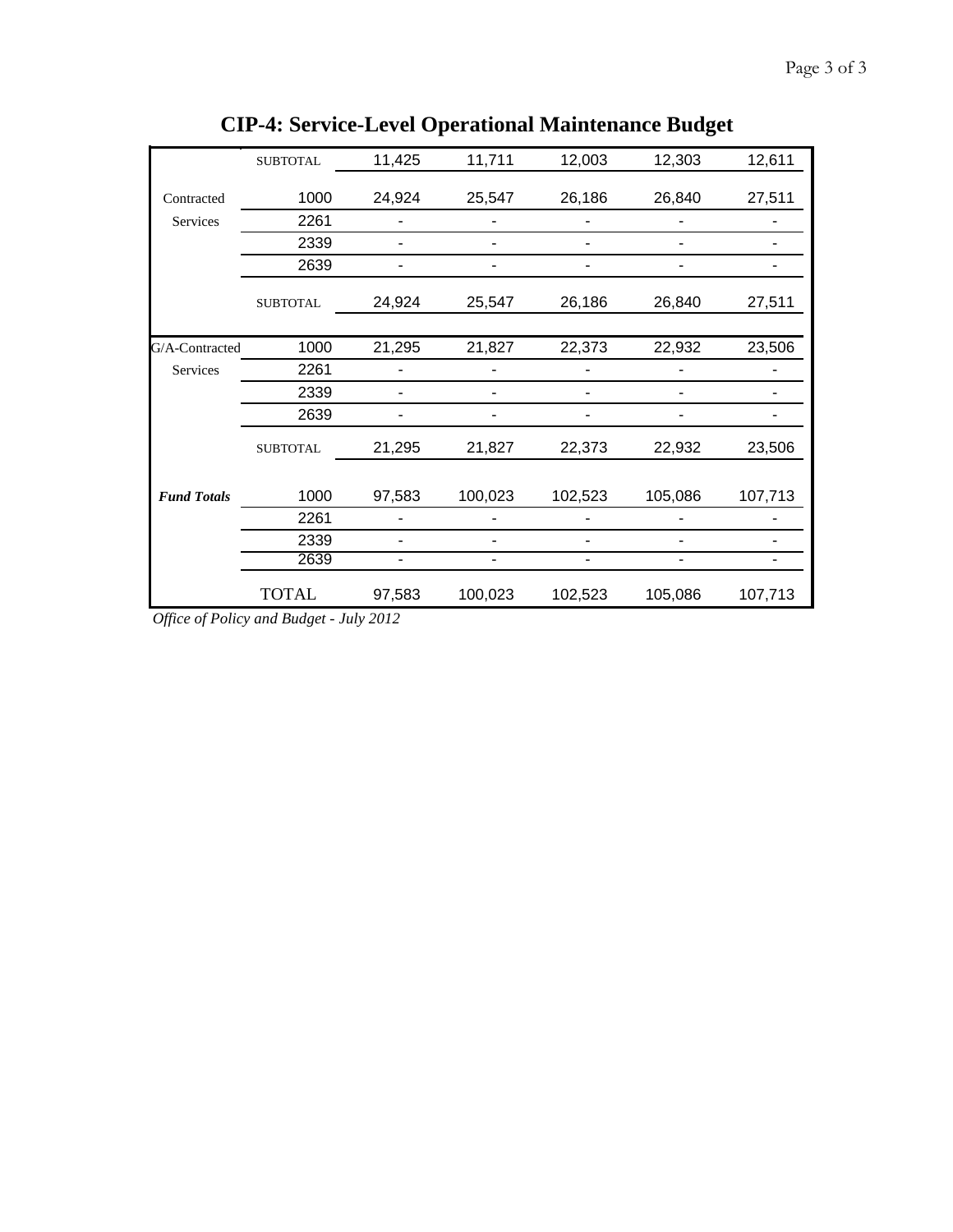# CIP-4: Service-Level Operational Maintenance Budget

| | | | | | | |
|---|---|---|---|---|---|---|
| | SUBTOTAL | 11,425 | 11,711 | 12,003 | 12,303 | 12,611 |
| Contracted Services | 1000 | 24,924 | 25,547 | 26,186 | 26,840 | 27,511 |
| | 2261 | - | - | - | - | - |
| | 2339 | - | - | - | - | - |
| | 2639 | - | - | - | - | - |
| | SUBTOTAL | 24,924 | 25,547 | 26,186 | 26,840 | 27,511 |
| G/A-Contracted Services | 1000 | 21,295 | 21,827 | 22,373 | 22,932 | 23,506 |
| | 2261 | - | - | - | - | - |
| | 2339 | - | - | - | - | - |
| | 2639 | - | - | - | - | - |
| | SUBTOTAL | 21,295 | 21,827 | 22,373 | 22,932 | 23,506 |
| ***Fund Totals*** | 1000 | 97,583 | 100,023 | 102,523 | 105,086 | 107,713 |
| | 2261 | - | - | - | - | - |
| | 2339 | - | - | - | - | - |
| | 2639 | - | - | - | - | - |
| | TOTAL | 97,583 | 100,023 | 102,523 | 105,086 | 107,713 |

*Office of Policy and Budget - July 2012*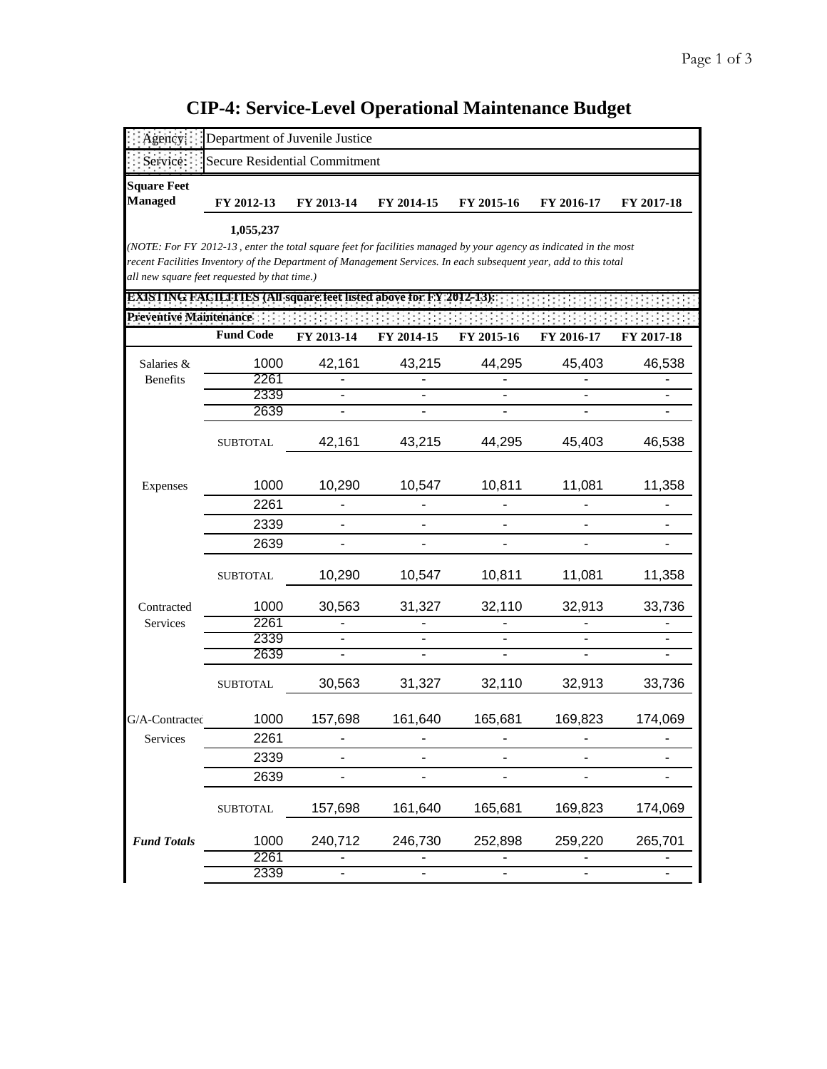# CIP-4: Service-Level Operational Maintenance Budget

| Agency: | Department of Juvenile Justice |
|---|---|
| Service: | Secure Residential Commitment |

| Square Feet Managed | FY 2012-13 | FY 2013-14 | FY 2014-15 | FY 2015-16 | FY 2016-17 | FY 2017-18 |
|---|---|---|---|---|---|---|
| | 1,055,237 | | | | | |

*(NOTE: For FY 2012-13 , enter the total square feet for facilities managed by your agency as indicated in the most recent Facilities Inventory of the Department of Management Services. In each subsequent year, add to this total all new square feet requested by that time.)*

**EXISTING FACILITIES (All square feet listed above for FY 2012-13):**

**Preventive Maintenance**

| | Fund Code | FY 2013-14 | FY 2014-15 | FY 2015-16 | FY 2016-17 | FY 2017-18 |
|---|---|---|---|---|---|---|
| Salaries & Benefits | 1000 | 42,161 | 43,215 | 44,295 | 45,403 | 46,538 |
| | 2261 | - | - | - | - | - |
| | 2339 | - | - | - | - | - |
| | 2639 | - | - | - | - | - |
| | SUBTOTAL | 42,161 | 43,215 | 44,295 | 45,403 | 46,538 |
| Expenses | 1000 | 10,290 | 10,547 | 10,811 | 11,081 | 11,358 |
| | 2261 | - | - | - | - | - |
| | 2339 | - | - | - | - | - |
| | 2639 | - | - | - | - | - |
| | SUBTOTAL | 10,290 | 10,547 | 10,811 | 11,081 | 11,358 |
| Contracted Services | 1000 | 30,563 | 31,327 | 32,110 | 32,913 | 33,736 |
| | 2261 | - | - | - | - | - |
| | 2339 | - | - | - | - | - |
| | 2639 | - | - | - | - | - |
| | SUBTOTAL | 30,563 | 31,327 | 32,110 | 32,913 | 33,736 |
| G/A-Contracted Services | 1000 | 157,698 | 161,640 | 165,681 | 169,823 | 174,069 |
| | 2261 | - | - | - | - | - |
| | 2339 | - | - | - | - | - |
| | 2639 | - | - | - | - | - |
| | SUBTOTAL | 157,698 | 161,640 | 165,681 | 169,823 | 174,069 |
| ***Fund Totals*** | 1000 | 240,712 | 246,730 | 252,898 | 259,220 | 265,701 |
| | 2261 | - | - | - | - | - |
| | 2339 | - | - | - | - | - |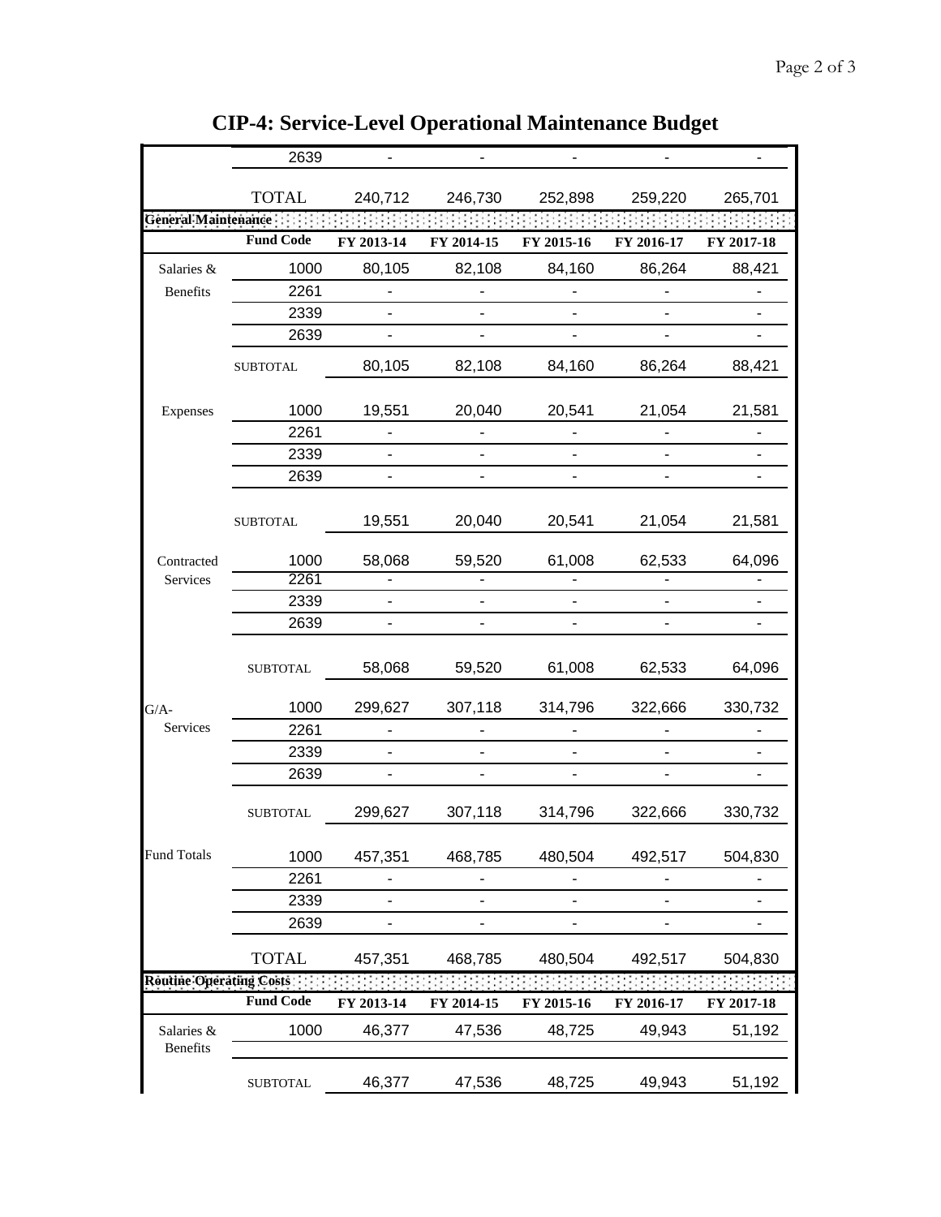# CIP-4: Service-Level Operational Maintenance Budget

| | | | | | | |
|---|---|---|---|---|---|---|
| | 2639 | - | - | - | - | - |
| | TOTAL | 240,712 | 246,730 | 252,898 | 259,220 | 265,701 |

**General Maintenance**

| | Fund Code | FY 2013-14 | FY 2014-15 | FY 2015-16 | FY 2016-17 | FY 2017-18 |
|---|---|---|---|---|---|---|
| Salaries & Benefits | 1000 | 80,105 | 82,108 | 84,160 | 86,264 | 88,421 |
| | 2261 | - | - | - | - | - |
| | 2339 | - | - | - | - | - |
| | 2639 | - | - | - | - | - |
| | SUBTOTAL | 80,105 | 82,108 | 84,160 | 86,264 | 88,421 |
| Expenses | 1000 | 19,551 | 20,040 | 20,541 | 21,054 | 21,581 |
| | 2261 | - | - | - | - | - |
| | 2339 | - | - | - | - | - |
| | 2639 | - | - | - | - | - |
| | SUBTOTAL | 19,551 | 20,040 | 20,541 | 21,054 | 21,581 |
| Contracted Services | 1000 | 58,068 | 59,520 | 61,008 | 62,533 | 64,096 |
| | 2261 | - | - | - | - | - |
| | 2339 | - | - | - | - | - |
| | 2639 | - | - | - | - | - |
| | SUBTOTAL | 58,068 | 59,520 | 61,008 | 62,533 | 64,096 |
| G/A-Services | 1000 | 299,627 | 307,118 | 314,796 | 322,666 | 330,732 |
| | 2261 | - | - | - | - | - |
| | 2339 | - | - | - | - | - |
| | 2639 | - | - | - | - | - |
| | SUBTOTAL | 299,627 | 307,118 | 314,796 | 322,666 | 330,732 |
| Fund Totals | 1000 | 457,351 | 468,785 | 480,504 | 492,517 | 504,830 |
| | 2261 | - | - | - | - | - |
| | 2339 | - | - | - | - | - |
| | 2639 | - | - | - | - | - |
| | TOTAL | 457,351 | 468,785 | 480,504 | 492,517 | 504,830 |

**Routine Operating Costs**

| | Fund Code | FY 2013-14 | FY 2014-15 | FY 2015-16 | FY 2016-17 | FY 2017-18 |
|---|---|---|---|---|---|---|
| Salaries & Benefits | 1000 | 46,377 | 47,536 | 48,725 | 49,943 | 51,192 |
| | SUBTOTAL | 46,377 | 47,536 | 48,725 | 49,943 | 51,192 |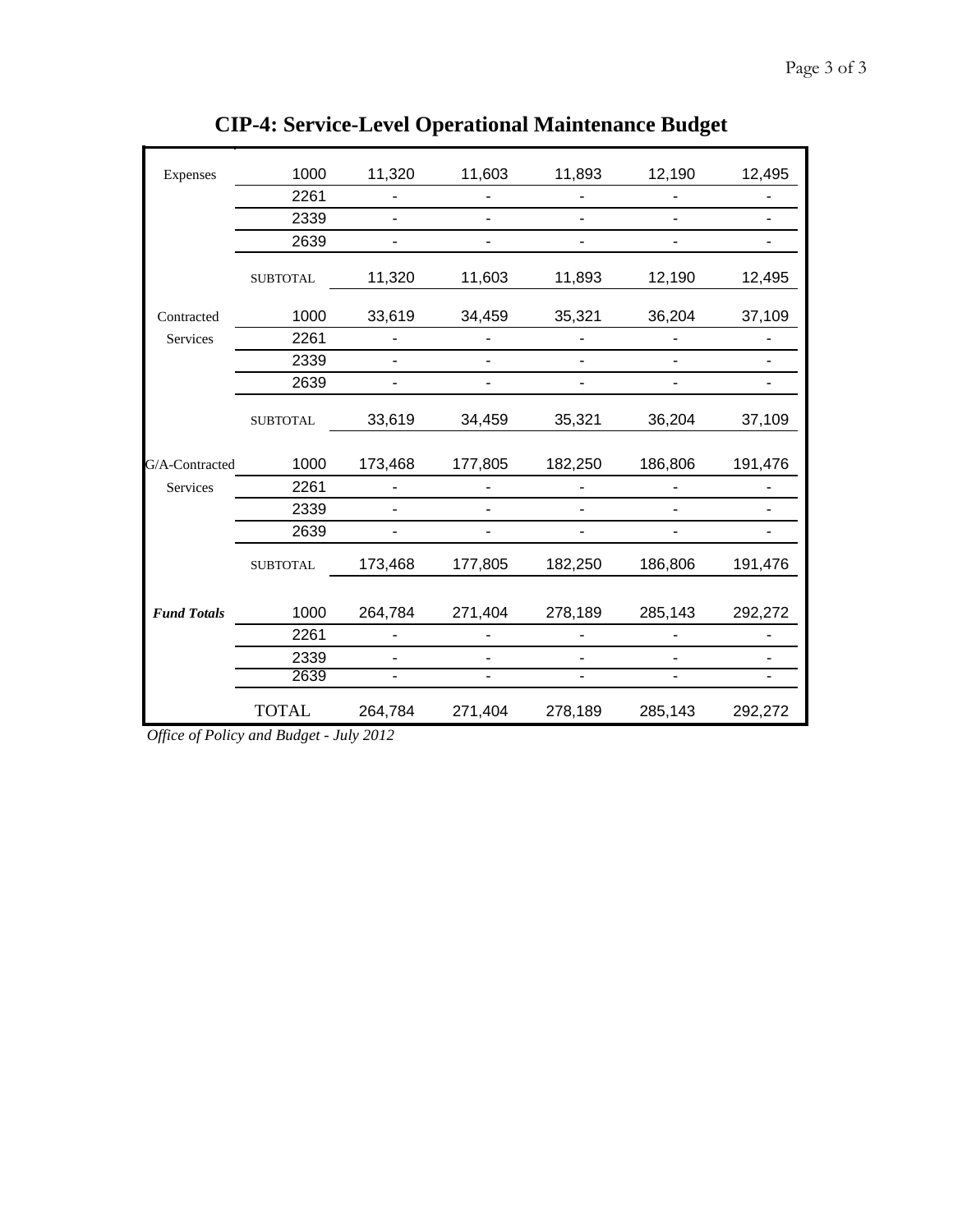# CIP-4: Service-Level Operational Maintenance Budget

| | | | | | | |
|---|---|---|---|---|---|---|
| Expenses | 1000 | 11,320 | 11,603 | 11,893 | 12,190 | 12,495 |
| | 2261 | - | - | - | - | - |
| | 2339 | - | - | - | - | - |
| | 2639 | - | - | - | - | - |
| | SUBTOTAL | 11,320 | 11,603 | 11,893 | 12,190 | 12,495 |
| Contracted Services | 1000 | 33,619 | 34,459 | 35,321 | 36,204 | 37,109 |
| | 2261 | - | - | - | - | - |
| | 2339 | - | - | - | - | - |
| | 2639 | - | - | - | - | - |
| | SUBTOTAL | 33,619 | 34,459 | 35,321 | 36,204 | 37,109 |
| G/A-Contracted Services | 1000 | 173,468 | 177,805 | 182,250 | 186,806 | 191,476 |
| | 2261 | - | - | - | - | - |
| | 2339 | - | - | - | - | - |
| | 2639 | - | - | - | - | - |
| | SUBTOTAL | 173,468 | 177,805 | 182,250 | 186,806 | 191,476 |
| ***Fund Totals*** | 1000 | 264,784 | 271,404 | 278,189 | 285,143 | 292,272 |
| | 2261 | - | - | - | - | - |
| | 2339 | - | - | - | - | - |
| | 2639 | - | - | - | - | - |
| | TOTAL | 264,784 | 271,404 | 278,189 | 285,143 | 292,272 |

*Office of Policy and Budget - July 2012*